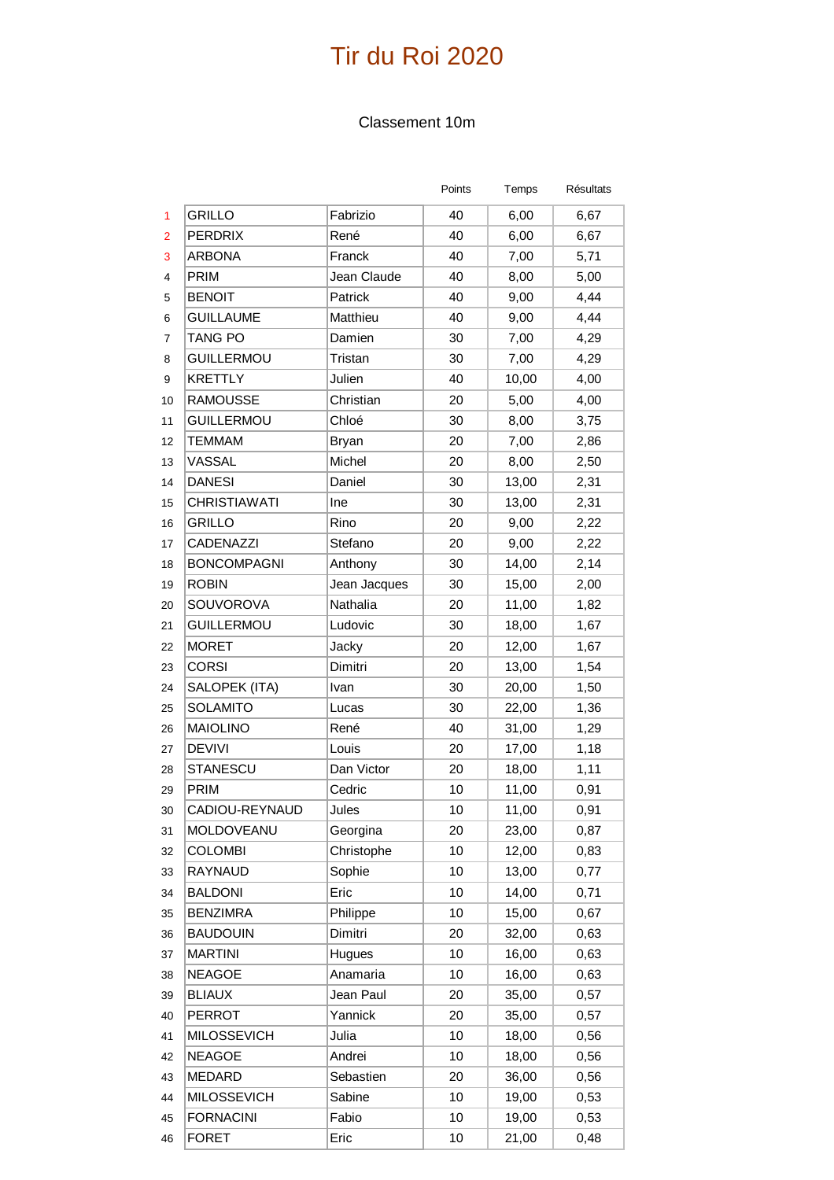# Tir du Roi 2020

## Classement 10m

| | | | Points | Temps | Résultats |
|---|---|---|---|---|---|
| 1 | GRILLO | Fabrizio | 40 | 6,00 | 6,67 |
| 2 | PERDRIX | René | 40 | 6,00 | 6,67 |
| 3 | ARBONA | Franck | 40 | 7,00 | 5,71 |
| 4 | PRIM | Jean Claude | 40 | 8,00 | 5,00 |
| 5 | BENOIT | Patrick | 40 | 9,00 | 4,44 |
| 6 | GUILLAUME | Matthieu | 40 | 9,00 | 4,44 |
| 7 | TANG PO | Damien | 30 | 7,00 | 4,29 |
| 8 | GUILLERMOU | Tristan | 30 | 7,00 | 4,29 |
| 9 | KRETTLY | Julien | 40 | 10,00 | 4,00 |
| 10 | RAMOUSSE | Christian | 20 | 5,00 | 4,00 |
| 11 | GUILLERMOU | Chloé | 30 | 8,00 | 3,75 |
| 12 | TEMMAM | Bryan | 20 | 7,00 | 2,86 |
| 13 | VASSAL | Michel | 20 | 8,00 | 2,50 |
| 14 | DANESI | Daniel | 30 | 13,00 | 2,31 |
| 15 | CHRISTIAWATI | Ine | 30 | 13,00 | 2,31 |
| 16 | GRILLO | Rino | 20 | 9,00 | 2,22 |
| 17 | CADENAZZI | Stefano | 20 | 9,00 | 2,22 |
| 18 | BONCOMPAGNI | Anthony | 30 | 14,00 | 2,14 |
| 19 | ROBIN | Jean Jacques | 30 | 15,00 | 2,00 |
| 20 | SOUVOROVA | Nathalia | 20 | 11,00 | 1,82 |
| 21 | GUILLERMOU | Ludovic | 30 | 18,00 | 1,67 |
| 22 | MORET | Jacky | 20 | 12,00 | 1,67 |
| 23 | CORSI | Dimitri | 20 | 13,00 | 1,54 |
| 24 | SALOPEK (ITA) | Ivan | 30 | 20,00 | 1,50 |
| 25 | SOLAMITO | Lucas | 30 | 22,00 | 1,36 |
| 26 | MAIOLINO | René | 40 | 31,00 | 1,29 |
| 27 | DEVIVI | Louis | 20 | 17,00 | 1,18 |
| 28 | STANESCU | Dan Victor | 20 | 18,00 | 1,11 |
| 29 | PRIM | Cedric | 10 | 11,00 | 0,91 |
| 30 | CADIOU-REYNAUD | Jules | 10 | 11,00 | 0,91 |
| 31 | MOLDOVEANU | Georgina | 20 | 23,00 | 0,87 |
| 32 | COLOMBI | Christophe | 10 | 12,00 | 0,83 |
| 33 | RAYNAUD | Sophie | 10 | 13,00 | 0,77 |
| 34 | BALDONI | Eric | 10 | 14,00 | 0,71 |
| 35 | BENZIMRA | Philippe | 10 | 15,00 | 0,67 |
| 36 | BAUDOUIN | Dimitri | 20 | 32,00 | 0,63 |
| 37 | MARTINI | Hugues | 10 | 16,00 | 0,63 |
| 38 | NEAGOE | Anamaria | 10 | 16,00 | 0,63 |
| 39 | BLIAUX | Jean Paul | 20 | 35,00 | 0,57 |
| 40 | PERROT | Yannick | 20 | 35,00 | 0,57 |
| 41 | MILOSSEVICH | Julia | 10 | 18,00 | 0,56 |
| 42 | NEAGOE | Andrei | 10 | 18,00 | 0,56 |
| 43 | MEDARD | Sebastien | 20 | 36,00 | 0,56 |
| 44 | MILOSSEVICH | Sabine | 10 | 19,00 | 0,53 |
| 45 | FORNACINI | Fabio | 10 | 19,00 | 0,53 |
| 46 | FORET | Eric | 10 | 21,00 | 0,48 |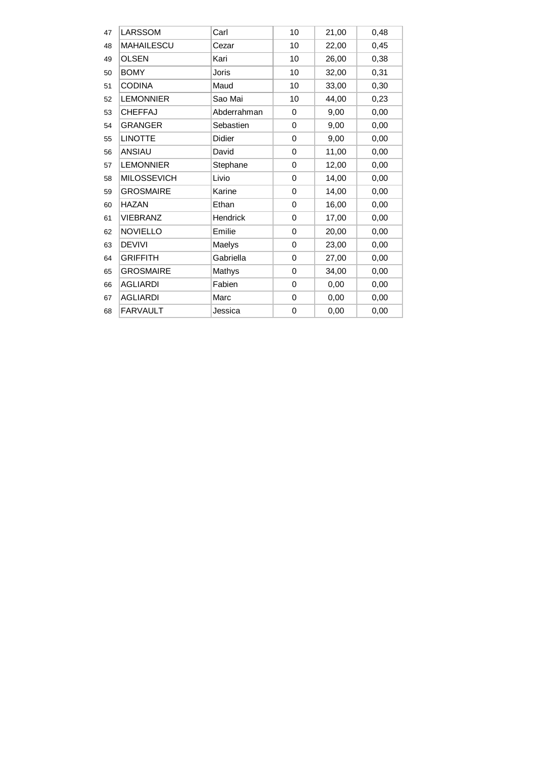|  |  |  |  |  |  |
|---|---|---|---|---|---|
| 47 | LARSSOM | Carl | 10 | 21,00 | 0,48 |
| 48 | MAHAILESCU | Cezar | 10 | 22,00 | 0,45 |
| 49 | OLSEN | Kari | 10 | 26,00 | 0,38 |
| 50 | BOMY | Joris | 10 | 32,00 | 0,31 |
| 51 | CODINA | Maud | 10 | 33,00 | 0,30 |
| 52 | LEMONNIER | Sao Mai | 10 | 44,00 | 0,23 |
| 53 | CHEFFAJ | Abderrahman | 0 | 9,00 | 0,00 |
| 54 | GRANGER | Sebastien | 0 | 9,00 | 0,00 |
| 55 | LINOTTE | Didier | 0 | 9,00 | 0,00 |
| 56 | ANSIAU | David | 0 | 11,00 | 0,00 |
| 57 | LEMONNIER | Stephane | 0 | 12,00 | 0,00 |
| 58 | MILOSSEVICH | Livio | 0 | 14,00 | 0,00 |
| 59 | GROSMAIRE | Karine | 0 | 14,00 | 0,00 |
| 60 | HAZAN | Ethan | 0 | 16,00 | 0,00 |
| 61 | VIEBRANZ | Hendrick | 0 | 17,00 | 0,00 |
| 62 | NOVIELLO | Emilie | 0 | 20,00 | 0,00 |
| 63 | DEVIVI | Maelys | 0 | 23,00 | 0,00 |
| 64 | GRIFFITH | Gabriella | 0 | 27,00 | 0,00 |
| 65 | GROSMAIRE | Mathys | 0 | 34,00 | 0,00 |
| 66 | AGLIARDI | Fabien | 0 | 0,00 | 0,00 |
| 67 | AGLIARDI | Marc | 0 | 0,00 | 0,00 |
| 68 | FARVAULT | Jessica | 0 | 0,00 | 0,00 |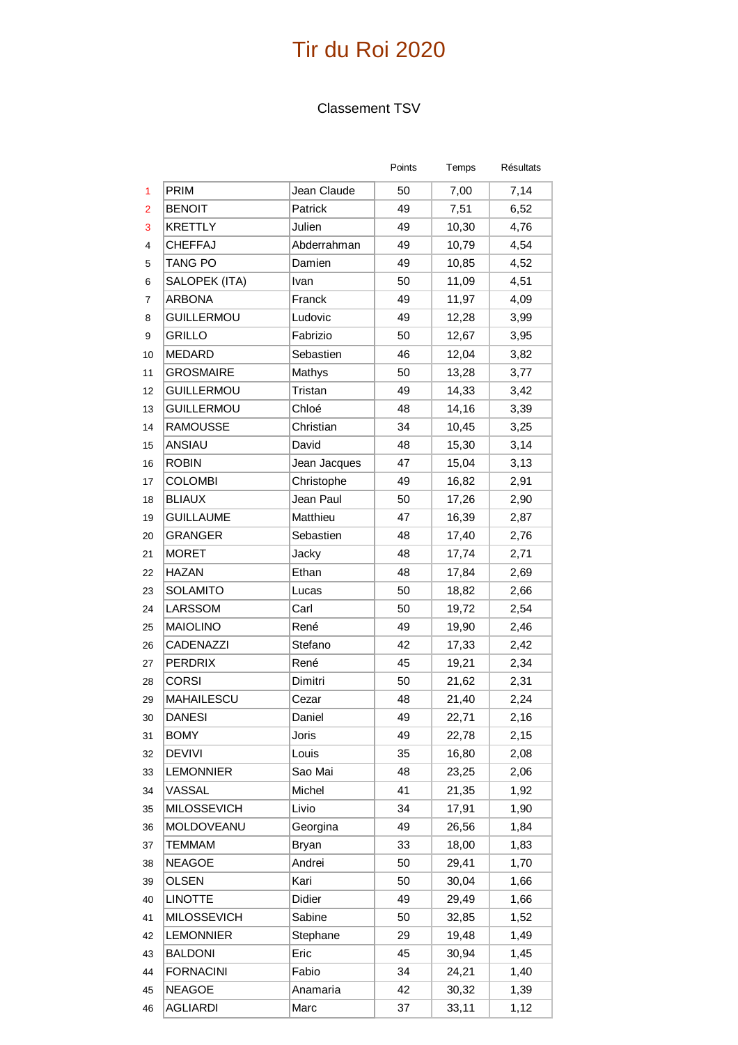# Tir du Roi 2020

Classement TSV

| | | | Points | Temps | Résultats |
|---|---|---|---|---|---|
| 1 | PRIM | Jean Claude | 50 | 7,00 | 7,14 |
| 2 | BENOIT | Patrick | 49 | 7,51 | 6,52 |
| 3 | KRETTLY | Julien | 49 | 10,30 | 4,76 |
| 4 | CHEFFAJ | Abderrahman | 49 | 10,79 | 4,54 |
| 5 | TANG PO | Damien | 49 | 10,85 | 4,52 |
| 6 | SALOPEK (ITA) | Ivan | 50 | 11,09 | 4,51 |
| 7 | ARBONA | Franck | 49 | 11,97 | 4,09 |
| 8 | GUILLERMOU | Ludovic | 49 | 12,28 | 3,99 |
| 9 | GRILLO | Fabrizio | 50 | 12,67 | 3,95 |
| 10 | MEDARD | Sebastien | 46 | 12,04 | 3,82 |
| 11 | GROSMAIRE | Mathys | 50 | 13,28 | 3,77 |
| 12 | GUILLERMOU | Tristan | 49 | 14,33 | 3,42 |
| 13 | GUILLERMOU | Chloé | 48 | 14,16 | 3,39 |
| 14 | RAMOUSSE | Christian | 34 | 10,45 | 3,25 |
| 15 | ANSIAU | David | 48 | 15,30 | 3,14 |
| 16 | ROBIN | Jean Jacques | 47 | 15,04 | 3,13 |
| 17 | COLOMBI | Christophe | 49 | 16,82 | 2,91 |
| 18 | BLIAUX | Jean Paul | 50 | 17,26 | 2,90 |
| 19 | GUILLAUME | Matthieu | 47 | 16,39 | 2,87 |
| 20 | GRANGER | Sebastien | 48 | 17,40 | 2,76 |
| 21 | MORET | Jacky | 48 | 17,74 | 2,71 |
| 22 | HAZAN | Ethan | 48 | 17,84 | 2,69 |
| 23 | SOLAMITO | Lucas | 50 | 18,82 | 2,66 |
| 24 | LARSSOM | Carl | 50 | 19,72 | 2,54 |
| 25 | MAIOLINO | René | 49 | 19,90 | 2,46 |
| 26 | CADENAZZI | Stefano | 42 | 17,33 | 2,42 |
| 27 | PERDRIX | René | 45 | 19,21 | 2,34 |
| 28 | CORSI | Dimitri | 50 | 21,62 | 2,31 |
| 29 | MAHAILESCU | Cezar | 48 | 21,40 | 2,24 |
| 30 | DANESI | Daniel | 49 | 22,71 | 2,16 |
| 31 | BOMY | Joris | 49 | 22,78 | 2,15 |
| 32 | DEVIVI | Louis | 35 | 16,80 | 2,08 |
| 33 | LEMONNIER | Sao Mai | 48 | 23,25 | 2,06 |
| 34 | VASSAL | Michel | 41 | 21,35 | 1,92 |
| 35 | MILOSSEVICH | Livio | 34 | 17,91 | 1,90 |
| 36 | MOLDOVEANU | Georgina | 49 | 26,56 | 1,84 |
| 37 | TEMMAM | Bryan | 33 | 18,00 | 1,83 |
| 38 | NEAGOE | Andrei | 50 | 29,41 | 1,70 |
| 39 | OLSEN | Kari | 50 | 30,04 | 1,66 |
| 40 | LINOTTE | Didier | 49 | 29,49 | 1,66 |
| 41 | MILOSSEVICH | Sabine | 50 | 32,85 | 1,52 |
| 42 | LEMONNIER | Stephane | 29 | 19,48 | 1,49 |
| 43 | BALDONI | Eric | 45 | 30,94 | 1,45 |
| 44 | FORNACINI | Fabio | 34 | 24,21 | 1,40 |
| 45 | NEAGOE | Anamaria | 42 | 30,32 | 1,39 |
| 46 | AGLIARDI | Marc | 37 | 33,11 | 1,12 |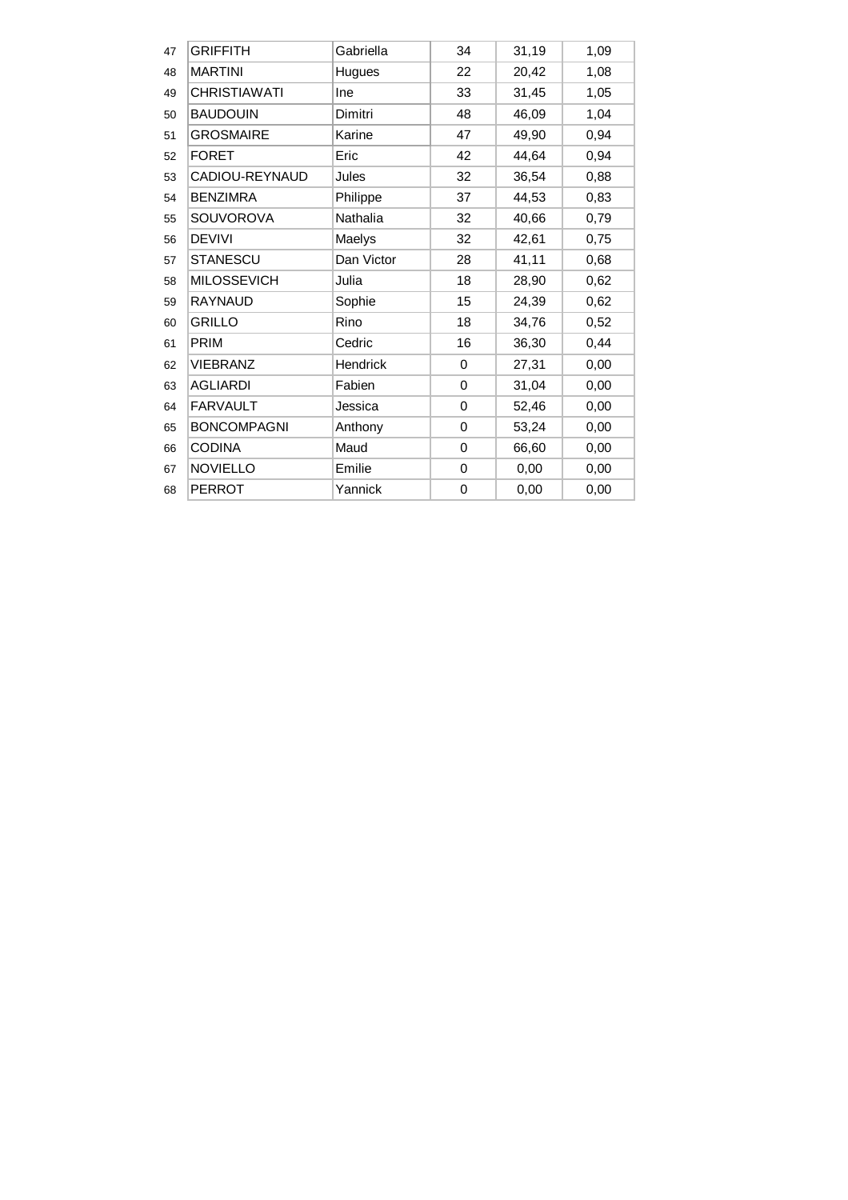| | | | | | |
|---|---|---|---|---|---|
| 47 | GRIFFITH | Gabriella | 34 | 31,19 | 1,09 |
| 48 | MARTINI | Hugues | 22 | 20,42 | 1,08 |
| 49 | CHRISTIAWATI | Ine | 33 | 31,45 | 1,05 |
| 50 | BAUDOUIN | Dimitri | 48 | 46,09 | 1,04 |
| 51 | GROSMAIRE | Karine | 47 | 49,90 | 0,94 |
| 52 | FORET | Eric | 42 | 44,64 | 0,94 |
| 53 | CADIOU-REYNAUD | Jules | 32 | 36,54 | 0,88 |
| 54 | BENZIMRA | Philippe | 37 | 44,53 | 0,83 |
| 55 | SOUVOROVA | Nathalia | 32 | 40,66 | 0,79 |
| 56 | DEVIVI | Maelys | 32 | 42,61 | 0,75 |
| 57 | STANESCU | Dan Victor | 28 | 41,11 | 0,68 |
| 58 | MILOSSEVICH | Julia | 18 | 28,90 | 0,62 |
| 59 | RAYNAUD | Sophie | 15 | 24,39 | 0,62 |
| 60 | GRILLO | Rino | 18 | 34,76 | 0,52 |
| 61 | PRIM | Cedric | 16 | 36,30 | 0,44 |
| 62 | VIEBRANZ | Hendrick | 0 | 27,31 | 0,00 |
| 63 | AGLIARDI | Fabien | 0 | 31,04 | 0,00 |
| 64 | FARVAULT | Jessica | 0 | 52,46 | 0,00 |
| 65 | BONCOMPAGNI | Anthony | 0 | 53,24 | 0,00 |
| 66 | CODINA | Maud | 0 | 66,60 | 0,00 |
| 67 | NOVIELLO | Emilie | 0 | 0,00 | 0,00 |
| 68 | PERROT | Yannick | 0 | 0,00 | 0,00 |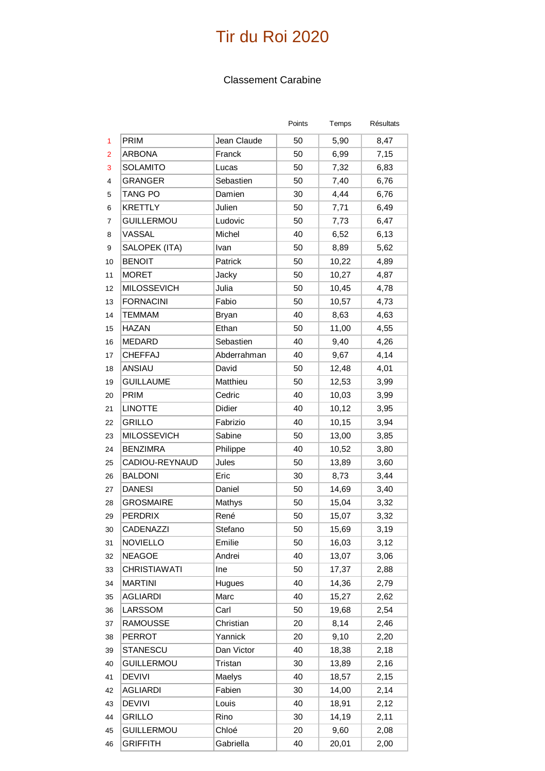# Tir du Roi 2020

## Classement Carabine

| | | | Points | Temps | Résultats |
|---|---|---|---|---|---|
| 1 | PRIM | Jean Claude | 50 | 5,90 | 8,47 |
| 2 | ARBONA | Franck | 50 | 6,99 | 7,15 |
| 3 | SOLAMITO | Lucas | 50 | 7,32 | 6,83 |
| 4 | GRANGER | Sebastien | 50 | 7,40 | 6,76 |
| 5 | TANG PO | Damien | 30 | 4,44 | 6,76 |
| 6 | KRETTLY | Julien | 50 | 7,71 | 6,49 |
| 7 | GUILLERMOU | Ludovic | 50 | 7,73 | 6,47 |
| 8 | VASSAL | Michel | 40 | 6,52 | 6,13 |
| 9 | SALOPEK (ITA) | Ivan | 50 | 8,89 | 5,62 |
| 10 | BENOIT | Patrick | 50 | 10,22 | 4,89 |
| 11 | MORET | Jacky | 50 | 10,27 | 4,87 |
| 12 | MILOSSEVICH | Julia | 50 | 10,45 | 4,78 |
| 13 | FORNACINI | Fabio | 50 | 10,57 | 4,73 |
| 14 | TEMMAM | Bryan | 40 | 8,63 | 4,63 |
| 15 | HAZAN | Ethan | 50 | 11,00 | 4,55 |
| 16 | MEDARD | Sebastien | 40 | 9,40 | 4,26 |
| 17 | CHEFFAJ | Abderrahman | 40 | 9,67 | 4,14 |
| 18 | ANSIAU | David | 50 | 12,48 | 4,01 |
| 19 | GUILLAUME | Matthieu | 50 | 12,53 | 3,99 |
| 20 | PRIM | Cedric | 40 | 10,03 | 3,99 |
| 21 | LINOTTE | Didier | 40 | 10,12 | 3,95 |
| 22 | GRILLO | Fabrizio | 40 | 10,15 | 3,94 |
| 23 | MILOSSEVICH | Sabine | 50 | 13,00 | 3,85 |
| 24 | BENZIMRA | Philippe | 40 | 10,52 | 3,80 |
| 25 | CADIOU-REYNAUD | Jules | 50 | 13,89 | 3,60 |
| 26 | BALDONI | Eric | 30 | 8,73 | 3,44 |
| 27 | DANESI | Daniel | 50 | 14,69 | 3,40 |
| 28 | GROSMAIRE | Mathys | 50 | 15,04 | 3,32 |
| 29 | PERDRIX | René | 50 | 15,07 | 3,32 |
| 30 | CADENAZZI | Stefano | 50 | 15,69 | 3,19 |
| 31 | NOVIELLO | Emilie | 50 | 16,03 | 3,12 |
| 32 | NEAGOE | Andrei | 40 | 13,07 | 3,06 |
| 33 | CHRISTIAWATI | Ine | 50 | 17,37 | 2,88 |
| 34 | MARTINI | Hugues | 40 | 14,36 | 2,79 |
| 35 | AGLIARDI | Marc | 40 | 15,27 | 2,62 |
| 36 | LARSSOM | Carl | 50 | 19,68 | 2,54 |
| 37 | RAMOUSSE | Christian | 20 | 8,14 | 2,46 |
| 38 | PERROT | Yannick | 20 | 9,10 | 2,20 |
| 39 | STANESCU | Dan Victor | 40 | 18,38 | 2,18 |
| 40 | GUILLERMOU | Tristan | 30 | 13,89 | 2,16 |
| 41 | DEVIVI | Maelys | 40 | 18,57 | 2,15 |
| 42 | AGLIARDI | Fabien | 30 | 14,00 | 2,14 |
| 43 | DEVIVI | Louis | 40 | 18,91 | 2,12 |
| 44 | GRILLO | Rino | 30 | 14,19 | 2,11 |
| 45 | GUILLERMOU | Chloé | 20 | 9,60 | 2,08 |
| 46 | GRIFFITH | Gabriella | 40 | 20,01 | 2,00 |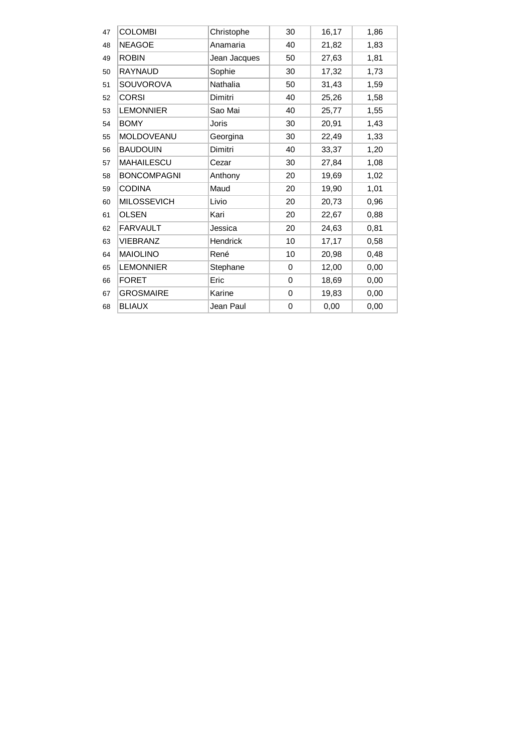| | | | | | |
|---|---|---|---|---|---|
| 47 | COLOMBI | Christophe | 30 | 16,17 | 1,86 |
| 48 | NEAGOE | Anamaria | 40 | 21,82 | 1,83 |
| 49 | ROBIN | Jean Jacques | 50 | 27,63 | 1,81 |
| 50 | RAYNAUD | Sophie | 30 | 17,32 | 1,73 |
| 51 | SOUVOROVA | Nathalia | 50 | 31,43 | 1,59 |
| 52 | CORSI | Dimitri | 40 | 25,26 | 1,58 |
| 53 | LEMONNIER | Sao Mai | 40 | 25,77 | 1,55 |
| 54 | BOMY | Joris | 30 | 20,91 | 1,43 |
| 55 | MOLDOVEANU | Georgina | 30 | 22,49 | 1,33 |
| 56 | BAUDOUIN | Dimitri | 40 | 33,37 | 1,20 |
| 57 | MAHAILESCU | Cezar | 30 | 27,84 | 1,08 |
| 58 | BONCOMPAGNI | Anthony | 20 | 19,69 | 1,02 |
| 59 | CODINA | Maud | 20 | 19,90 | 1,01 |
| 60 | MILOSSEVICH | Livio | 20 | 20,73 | 0,96 |
| 61 | OLSEN | Kari | 20 | 22,67 | 0,88 |
| 62 | FARVAULT | Jessica | 20 | 24,63 | 0,81 |
| 63 | VIEBRANZ | Hendrick | 10 | 17,17 | 0,58 |
| 64 | MAIOLINO | René | 10 | 20,98 | 0,48 |
| 65 | LEMONNIER | Stephane | 0 | 12,00 | 0,00 |
| 66 | FORET | Eric | 0 | 18,69 | 0,00 |
| 67 | GROSMAIRE | Karine | 0 | 19,83 | 0,00 |
| 68 | BLIAUX | Jean Paul | 0 | 0,00 | 0,00 |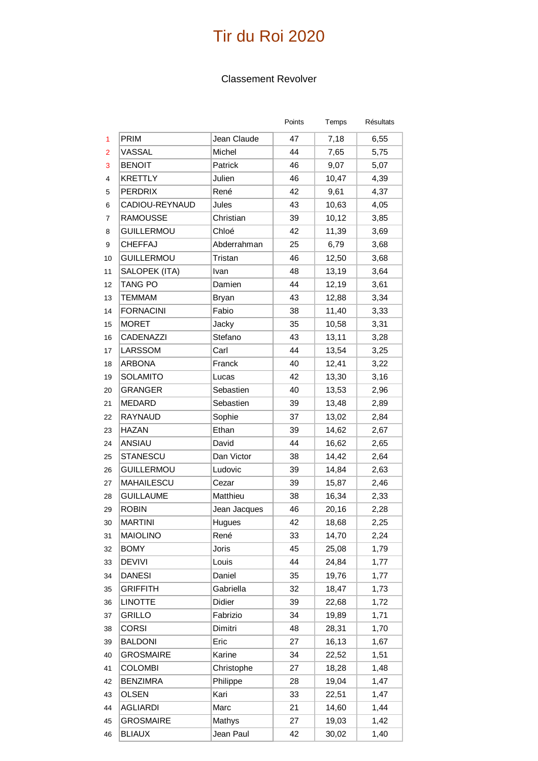# Tir du Roi 2020

## Classement Revolver

| | | | Points | Temps | Résultats |
|---|---|---|---|---|---|
| 1 | PRIM | Jean Claude | 47 | 7,18 | 6,55 |
| 2 | VASSAL | Michel | 44 | 7,65 | 5,75 |
| 3 | BENOIT | Patrick | 46 | 9,07 | 5,07 |
| 4 | KRETTLY | Julien | 46 | 10,47 | 4,39 |
| 5 | PERDRIX | René | 42 | 9,61 | 4,37 |
| 6 | CADIOU-REYNAUD | Jules | 43 | 10,63 | 4,05 |
| 7 | RAMOUSSE | Christian | 39 | 10,12 | 3,85 |
| 8 | GUILLERMOU | Chloé | 42 | 11,39 | 3,69 |
| 9 | CHEFFAJ | Abderrahman | 25 | 6,79 | 3,68 |
| 10 | GUILLERMOU | Tristan | 46 | 12,50 | 3,68 |
| 11 | SALOPEK (ITA) | Ivan | 48 | 13,19 | 3,64 |
| 12 | TANG PO | Damien | 44 | 12,19 | 3,61 |
| 13 | TEMMAM | Bryan | 43 | 12,88 | 3,34 |
| 14 | FORNACINI | Fabio | 38 | 11,40 | 3,33 |
| 15 | MORET | Jacky | 35 | 10,58 | 3,31 |
| 16 | CADENAZZI | Stefano | 43 | 13,11 | 3,28 |
| 17 | LARSSOM | Carl | 44 | 13,54 | 3,25 |
| 18 | ARBONA | Franck | 40 | 12,41 | 3,22 |
| 19 | SOLAMITO | Lucas | 42 | 13,30 | 3,16 |
| 20 | GRANGER | Sebastien | 40 | 13,53 | 2,96 |
| 21 | MEDARD | Sebastien | 39 | 13,48 | 2,89 |
| 22 | RAYNAUD | Sophie | 37 | 13,02 | 2,84 |
| 23 | HAZAN | Ethan | 39 | 14,62 | 2,67 |
| 24 | ANSIAU | David | 44 | 16,62 | 2,65 |
| 25 | STANESCU | Dan Victor | 38 | 14,42 | 2,64 |
| 26 | GUILLERMOU | Ludovic | 39 | 14,84 | 2,63 |
| 27 | MAHAILESCU | Cezar | 39 | 15,87 | 2,46 |
| 28 | GUILLAUME | Matthieu | 38 | 16,34 | 2,33 |
| 29 | ROBIN | Jean Jacques | 46 | 20,16 | 2,28 |
| 30 | MARTINI | Hugues | 42 | 18,68 | 2,25 |
| 31 | MAIOLINO | René | 33 | 14,70 | 2,24 |
| 32 | BOMY | Joris | 45 | 25,08 | 1,79 |
| 33 | DEVIVI | Louis | 44 | 24,84 | 1,77 |
| 34 | DANESI | Daniel | 35 | 19,76 | 1,77 |
| 35 | GRIFFITH | Gabriella | 32 | 18,47 | 1,73 |
| 36 | LINOTTE | Didier | 39 | 22,68 | 1,72 |
| 37 | GRILLO | Fabrizio | 34 | 19,89 | 1,71 |
| 38 | CORSI | Dimitri | 48 | 28,31 | 1,70 |
| 39 | BALDONI | Eric | 27 | 16,13 | 1,67 |
| 40 | GROSMAIRE | Karine | 34 | 22,52 | 1,51 |
| 41 | COLOMBI | Christophe | 27 | 18,28 | 1,48 |
| 42 | BENZIMRA | Philippe | 28 | 19,04 | 1,47 |
| 43 | OLSEN | Kari | 33 | 22,51 | 1,47 |
| 44 | AGLIARDI | Marc | 21 | 14,60 | 1,44 |
| 45 | GROSMAIRE | Mathys | 27 | 19,03 | 1,42 |
| 46 | BLIAUX | Jean Paul | 42 | 30,02 | 1,40 |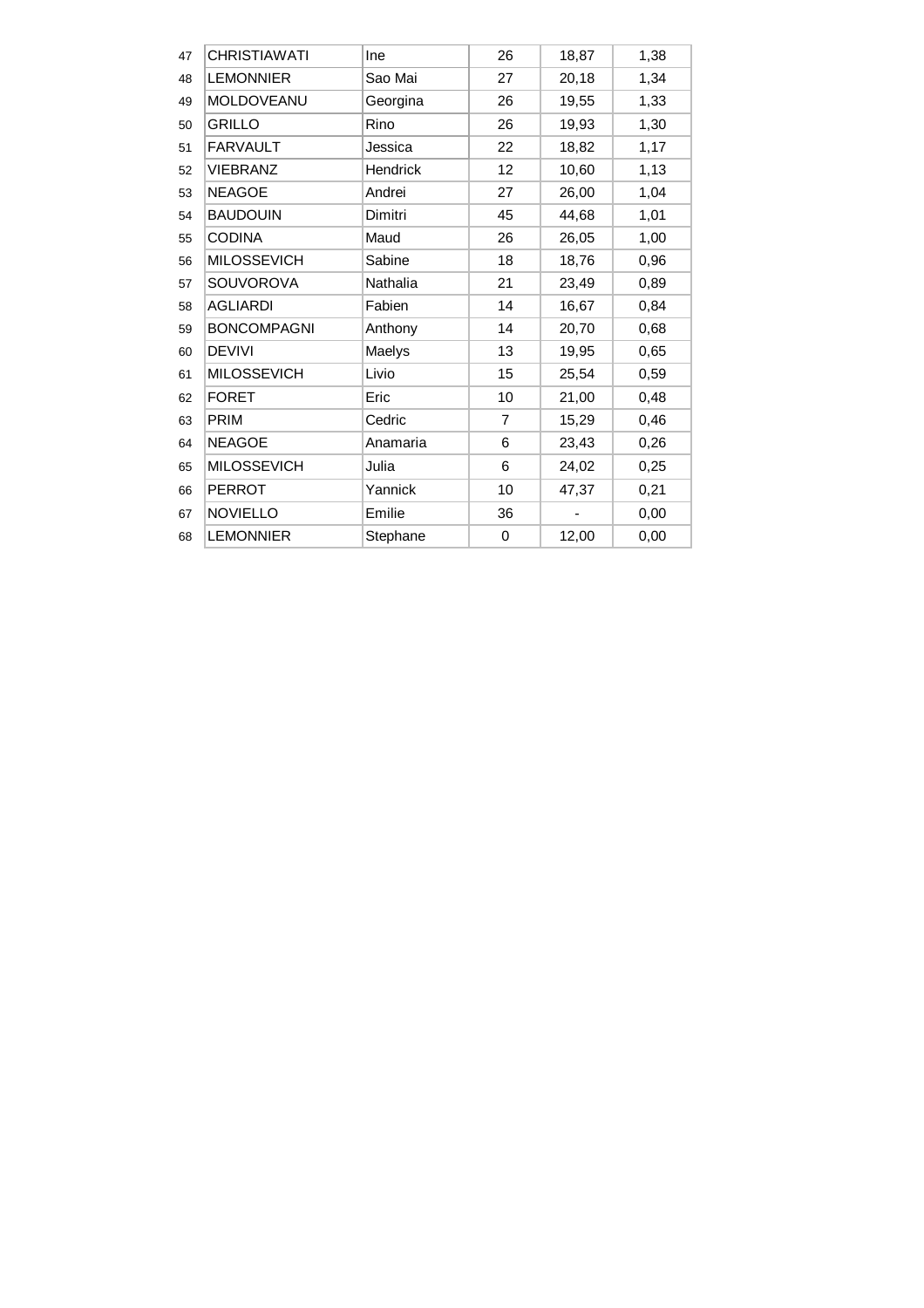| | | | | | |
|---|---|---|---|---|---|
| 47 | CHRISTIAWATI | Ine | 26 | 18,87 | 1,38 |
| 48 | LEMONNIER | Sao Mai | 27 | 20,18 | 1,34 |
| 49 | MOLDOVEANU | Georgina | 26 | 19,55 | 1,33 |
| 50 | GRILLO | Rino | 26 | 19,93 | 1,30 |
| 51 | FARVAULT | Jessica | 22 | 18,82 | 1,17 |
| 52 | VIEBRANZ | Hendrick | 12 | 10,60 | 1,13 |
| 53 | NEAGOE | Andrei | 27 | 26,00 | 1,04 |
| 54 | BAUDOUIN | Dimitri | 45 | 44,68 | 1,01 |
| 55 | CODINA | Maud | 26 | 26,05 | 1,00 |
| 56 | MILOSSEVICH | Sabine | 18 | 18,76 | 0,96 |
| 57 | SOUVOROVA | Nathalia | 21 | 23,49 | 0,89 |
| 58 | AGLIARDI | Fabien | 14 | 16,67 | 0,84 |
| 59 | BONCOMPAGNI | Anthony | 14 | 20,70 | 0,68 |
| 60 | DEVIVI | Maelys | 13 | 19,95 | 0,65 |
| 61 | MILOSSEVICH | Livio | 15 | 25,54 | 0,59 |
| 62 | FORET | Eric | 10 | 21,00 | 0,48 |
| 63 | PRIM | Cedric | 7 | 15,29 | 0,46 |
| 64 | NEAGOE | Anamaria | 6 | 23,43 | 0,26 |
| 65 | MILOSSEVICH | Julia | 6 | 24,02 | 0,25 |
| 66 | PERROT | Yannick | 10 | 47,37 | 0,21 |
| 67 | NOVIELLO | Emilie | 36 | - | 0,00 |
| 68 | LEMONNIER | Stephane | 0 | 12,00 | 0,00 |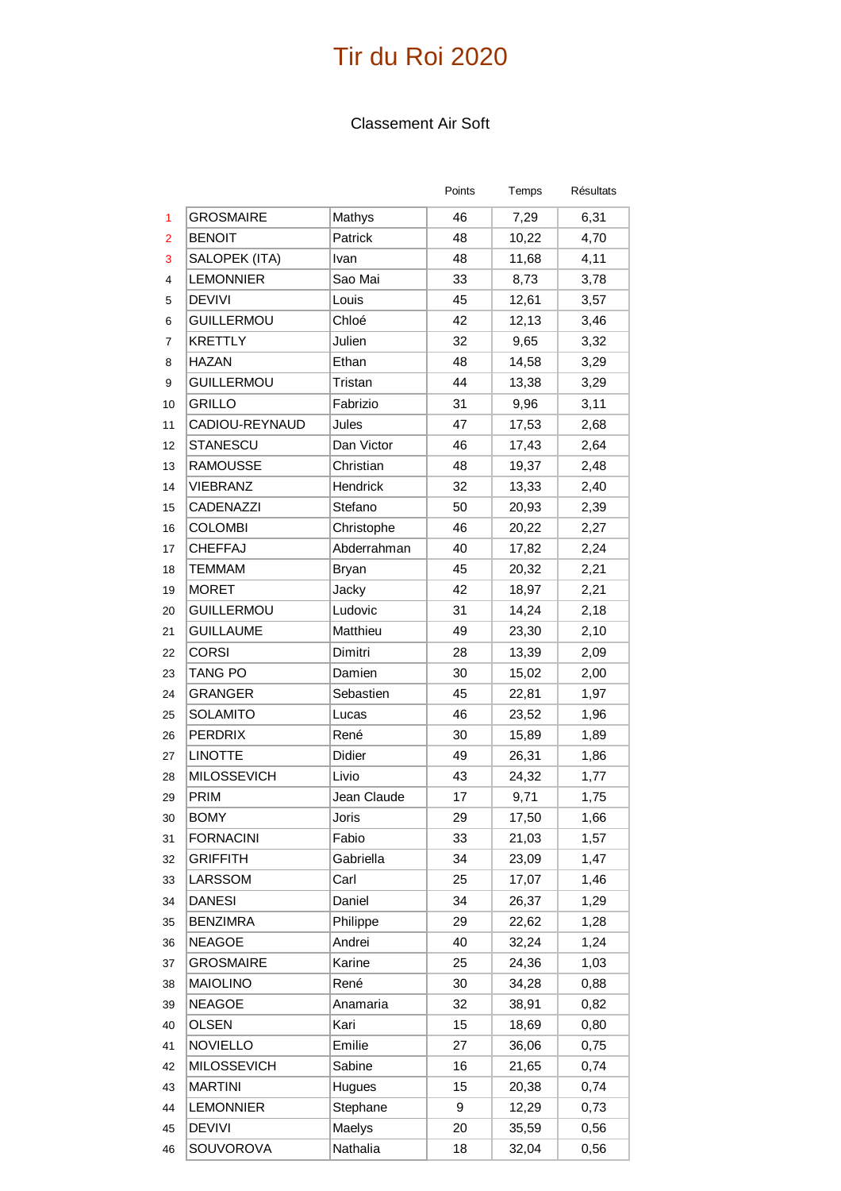# Tir du Roi 2020

Classement Air Soft

| | | | Points | Temps | Résultats |
|---|---|---|---|---|---|
| 1 | GROSMAIRE | Mathys | 46 | 7,29 | 6,31 |
| 2 | BENOIT | Patrick | 48 | 10,22 | 4,70 |
| 3 | SALOPEK (ITA) | Ivan | 48 | 11,68 | 4,11 |
| 4 | LEMONNIER | Sao Mai | 33 | 8,73 | 3,78 |
| 5 | DEVIVI | Louis | 45 | 12,61 | 3,57 |
| 6 | GUILLERMOU | Chloé | 42 | 12,13 | 3,46 |
| 7 | KRETTLY | Julien | 32 | 9,65 | 3,32 |
| 8 | HAZAN | Ethan | 48 | 14,58 | 3,29 |
| 9 | GUILLERMOU | Tristan | 44 | 13,38 | 3,29 |
| 10 | GRILLO | Fabrizio | 31 | 9,96 | 3,11 |
| 11 | CADIOU-REYNAUD | Jules | 47 | 17,53 | 2,68 |
| 12 | STANESCU | Dan Victor | 46 | 17,43 | 2,64 |
| 13 | RAMOUSSE | Christian | 48 | 19,37 | 2,48 |
| 14 | VIEBRANZ | Hendrick | 32 | 13,33 | 2,40 |
| 15 | CADENAZZI | Stefano | 50 | 20,93 | 2,39 |
| 16 | COLOMBI | Christophe | 46 | 20,22 | 2,27 |
| 17 | CHEFFAJ | Abderrahman | 40 | 17,82 | 2,24 |
| 18 | TEMMAM | Bryan | 45 | 20,32 | 2,21 |
| 19 | MORET | Jacky | 42 | 18,97 | 2,21 |
| 20 | GUILLERMOU | Ludovic | 31 | 14,24 | 2,18 |
| 21 | GUILLAUME | Matthieu | 49 | 23,30 | 2,10 |
| 22 | CORSI | Dimitri | 28 | 13,39 | 2,09 |
| 23 | TANG PO | Damien | 30 | 15,02 | 2,00 |
| 24 | GRANGER | Sebastien | 45 | 22,81 | 1,97 |
| 25 | SOLAMITO | Lucas | 46 | 23,52 | 1,96 |
| 26 | PERDRIX | René | 30 | 15,89 | 1,89 |
| 27 | LINOTTE | Didier | 49 | 26,31 | 1,86 |
| 28 | MILOSSEVICH | Livio | 43 | 24,32 | 1,77 |
| 29 | PRIM | Jean Claude | 17 | 9,71 | 1,75 |
| 30 | BOMY | Joris | 29 | 17,50 | 1,66 |
| 31 | FORNACINI | Fabio | 33 | 21,03 | 1,57 |
| 32 | GRIFFITH | Gabriella | 34 | 23,09 | 1,47 |
| 33 | LARSSOM | Carl | 25 | 17,07 | 1,46 |
| 34 | DANESI | Daniel | 34 | 26,37 | 1,29 |
| 35 | BENZIMRA | Philippe | 29 | 22,62 | 1,28 |
| 36 | NEAGOE | Andrei | 40 | 32,24 | 1,24 |
| 37 | GROSMAIRE | Karine | 25 | 24,36 | 1,03 |
| 38 | MAIOLINO | René | 30 | 34,28 | 0,88 |
| 39 | NEAGOE | Anamaria | 32 | 38,91 | 0,82 |
| 40 | OLSEN | Kari | 15 | 18,69 | 0,80 |
| 41 | NOVIELLO | Emilie | 27 | 36,06 | 0,75 |
| 42 | MILOSSEVICH | Sabine | 16 | 21,65 | 0,74 |
| 43 | MARTINI | Hugues | 15 | 20,38 | 0,74 |
| 44 | LEMONNIER | Stephane | 9 | 12,29 | 0,73 |
| 45 | DEVIVI | Maelys | 20 | 35,59 | 0,56 |
| 46 | SOUVOROVA | Nathalia | 18 | 32,04 | 0,56 |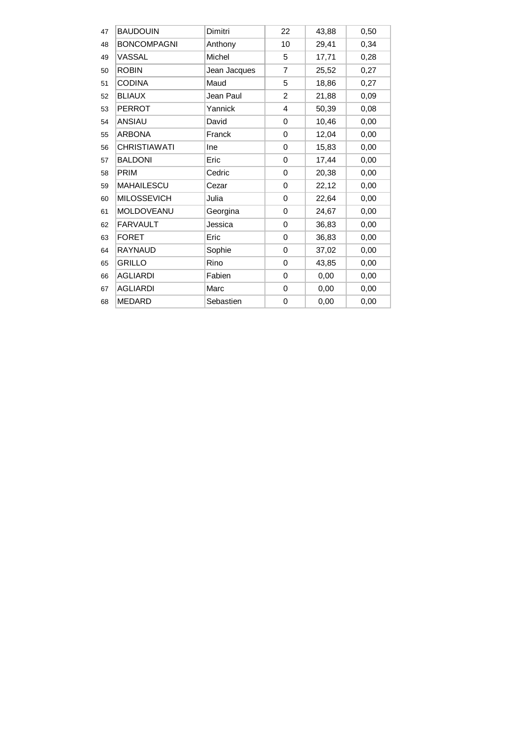|  |  |  |  |  |  |
|---|---|---|---|---|---|
| 47 | BAUDOUIN | Dimitri | 22 | 43,88 | 0,50 |
| 48 | BONCOMPAGNI | Anthony | 10 | 29,41 | 0,34 |
| 49 | VASSAL | Michel | 5 | 17,71 | 0,28 |
| 50 | ROBIN | Jean Jacques | 7 | 25,52 | 0,27 |
| 51 | CODINA | Maud | 5 | 18,86 | 0,27 |
| 52 | BLIAUX | Jean Paul | 2 | 21,88 | 0,09 |
| 53 | PERROT | Yannick | 4 | 50,39 | 0,08 |
| 54 | ANSIAU | David | 0 | 10,46 | 0,00 |
| 55 | ARBONA | Franck | 0 | 12,04 | 0,00 |
| 56 | CHRISTIAWATI | Ine | 0 | 15,83 | 0,00 |
| 57 | BALDONI | Eric | 0 | 17,44 | 0,00 |
| 58 | PRIM | Cedric | 0 | 20,38 | 0,00 |
| 59 | MAHAILESCU | Cezar | 0 | 22,12 | 0,00 |
| 60 | MILOSSEVICH | Julia | 0 | 22,64 | 0,00 |
| 61 | MOLDOVEANU | Georgina | 0 | 24,67 | 0,00 |
| 62 | FARVAULT | Jessica | 0 | 36,83 | 0,00 |
| 63 | FORET | Eric | 0 | 36,83 | 0,00 |
| 64 | RAYNAUD | Sophie | 0 | 37,02 | 0,00 |
| 65 | GRILLO | Rino | 0 | 43,85 | 0,00 |
| 66 | AGLIARDI | Fabien | 0 | 0,00 | 0,00 |
| 67 | AGLIARDI | Marc | 0 | 0,00 | 0,00 |
| 68 | MEDARD | Sebastien | 0 | 0,00 | 0,00 |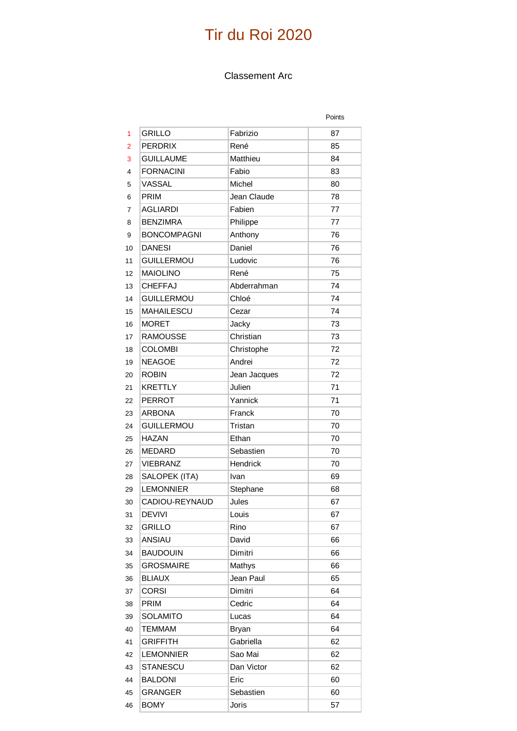# Tir du Roi 2020

## Classement Arc

| | | | Points |
|---|---|---|---|
| 1 | GRILLO | Fabrizio | 87 |
| 2 | PERDRIX | René | 85 |
| 3 | GUILLAUME | Matthieu | 84 |
| 4 | FORNACINI | Fabio | 83 |
| 5 | VASSAL | Michel | 80 |
| 6 | PRIM | Jean Claude | 78 |
| 7 | AGLIARDI | Fabien | 77 |
| 8 | BENZIMRA | Philippe | 77 |
| 9 | BONCOMPAGNI | Anthony | 76 |
| 10 | DANESI | Daniel | 76 |
| 11 | GUILLERMOU | Ludovic | 76 |
| 12 | MAIOLINO | René | 75 |
| 13 | CHEFFAJ | Abderrahman | 74 |
| 14 | GUILLERMOU | Chloé | 74 |
| 15 | MAHAILESCU | Cezar | 74 |
| 16 | MORET | Jacky | 73 |
| 17 | RAMOUSSE | Christian | 73 |
| 18 | COLOMBI | Christophe | 72 |
| 19 | NEAGOE | Andrei | 72 |
| 20 | ROBIN | Jean Jacques | 72 |
| 21 | KRETTLY | Julien | 71 |
| 22 | PERROT | Yannick | 71 |
| 23 | ARBONA | Franck | 70 |
| 24 | GUILLERMOU | Tristan | 70 |
| 25 | HAZAN | Ethan | 70 |
| 26 | MEDARD | Sebastien | 70 |
| 27 | VIEBRANZ | Hendrick | 70 |
| 28 | SALOPEK (ITA) | Ivan | 69 |
| 29 | LEMONNIER | Stephane | 68 |
| 30 | CADIOU-REYNAUD | Jules | 67 |
| 31 | DEVIVI | Louis | 67 |
| 32 | GRILLO | Rino | 67 |
| 33 | ANSIAU | David | 66 |
| 34 | BAUDOUIN | Dimitri | 66 |
| 35 | GROSMAIRE | Mathys | 66 |
| 36 | BLIAUX | Jean Paul | 65 |
| 37 | CORSI | Dimitri | 64 |
| 38 | PRIM | Cedric | 64 |
| 39 | SOLAMITO | Lucas | 64 |
| 40 | TEMMAM | Bryan | 64 |
| 41 | GRIFFITH | Gabriella | 62 |
| 42 | LEMONNIER | Sao Mai | 62 |
| 43 | STANESCU | Dan Victor | 62 |
| 44 | BALDONI | Eric | 60 |
| 45 | GRANGER | Sebastien | 60 |
| 46 | BOMY | Joris | 57 |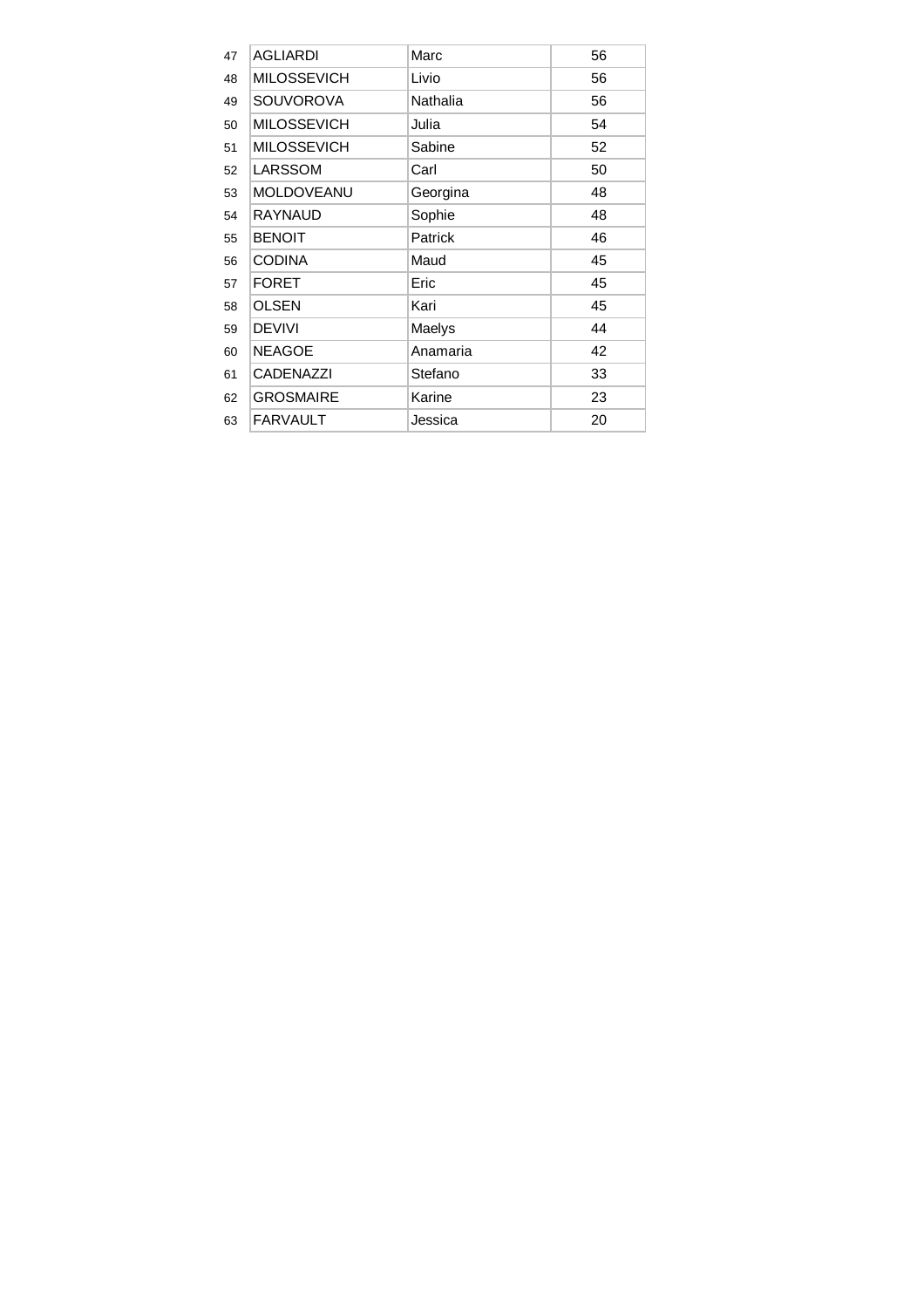| | | | |
|---|---|---|---|
| 47 | AGLIARDI | Marc | 56 |
| 48 | MILOSSEVICH | Livio | 56 |
| 49 | SOUVOROVA | Nathalia | 56 |
| 50 | MILOSSEVICH | Julia | 54 |
| 51 | MILOSSEVICH | Sabine | 52 |
| 52 | LARSSOM | Carl | 50 |
| 53 | MOLDOVEANU | Georgina | 48 |
| 54 | RAYNAUD | Sophie | 48 |
| 55 | BENOIT | Patrick | 46 |
| 56 | CODINA | Maud | 45 |
| 57 | FORET | Eric | 45 |
| 58 | OLSEN | Kari | 45 |
| 59 | DEVIVI | Maelys | 44 |
| 60 | NEAGOE | Anamaria | 42 |
| 61 | CADENAZZI | Stefano | 33 |
| 62 | GROSMAIRE | Karine | 23 |
| 63 | FARVAULT | Jessica | 20 |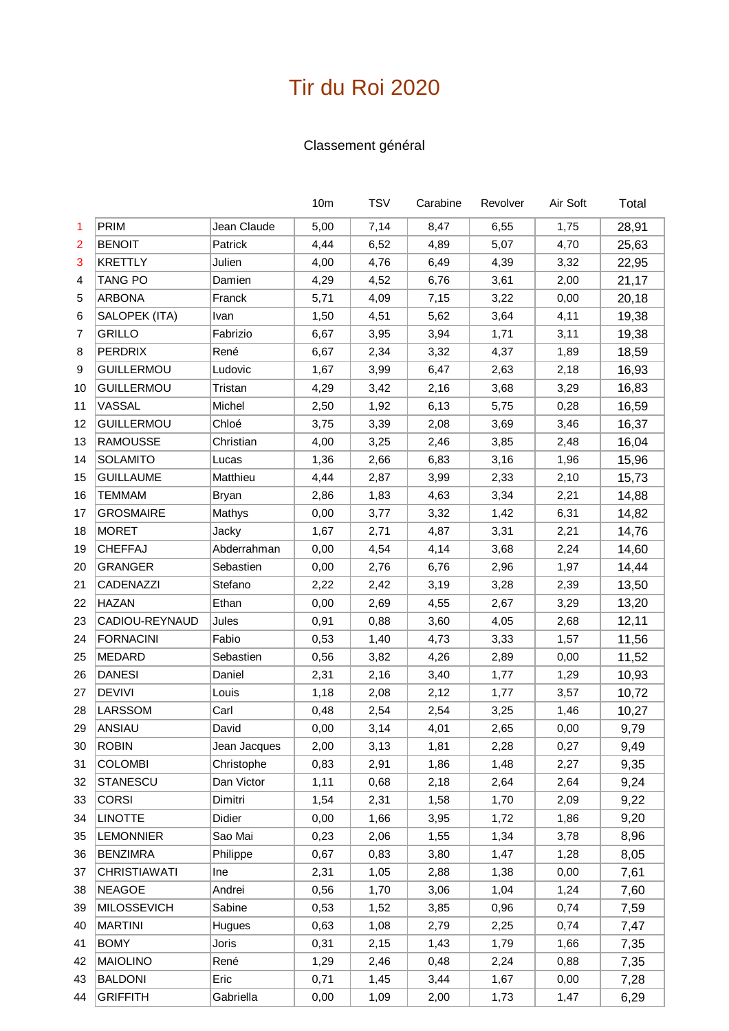# Tir du Roi 2020

## Classement général

| | | | 10m | TSV | Carabine | Revolver | Air Soft | Total |
|---|---|---|---|---|---|---|---|---|
| 1 | PRIM | Jean Claude | 5,00 | 7,14 | 8,47 | 6,55 | 1,75 | 28,91 |
| 2 | BENOIT | Patrick | 4,44 | 6,52 | 4,89 | 5,07 | 4,70 | 25,63 |
| 3 | KRETTLY | Julien | 4,00 | 4,76 | 6,49 | 4,39 | 3,32 | 22,95 |
| 4 | TANG PO | Damien | 4,29 | 4,52 | 6,76 | 3,61 | 2,00 | 21,17 |
| 5 | ARBONA | Franck | 5,71 | 4,09 | 7,15 | 3,22 | 0,00 | 20,18 |
| 6 | SALOPEK (ITA) | Ivan | 1,50 | 4,51 | 5,62 | 3,64 | 4,11 | 19,38 |
| 7 | GRILLO | Fabrizio | 6,67 | 3,95 | 3,94 | 1,71 | 3,11 | 19,38 |
| 8 | PERDRIX | René | 6,67 | 2,34 | 3,32 | 4,37 | 1,89 | 18,59 |
| 9 | GUILLERMOU | Ludovic | 1,67 | 3,99 | 6,47 | 2,63 | 2,18 | 16,93 |
| 10 | GUILLERMOU | Tristan | 4,29 | 3,42 | 2,16 | 3,68 | 3,29 | 16,83 |
| 11 | VASSAL | Michel | 2,50 | 1,92 | 6,13 | 5,75 | 0,28 | 16,59 |
| 12 | GUILLERMOU | Chloé | 3,75 | 3,39 | 2,08 | 3,69 | 3,46 | 16,37 |
| 13 | RAMOUSSE | Christian | 4,00 | 3,25 | 2,46 | 3,85 | 2,48 | 16,04 |
| 14 | SOLAMITO | Lucas | 1,36 | 2,66 | 6,83 | 3,16 | 1,96 | 15,96 |
| 15 | GUILLAUME | Matthieu | 4,44 | 2,87 | 3,99 | 2,33 | 2,10 | 15,73 |
| 16 | TEMMAM | Bryan | 2,86 | 1,83 | 4,63 | 3,34 | 2,21 | 14,88 |
| 17 | GROSMAIRE | Mathys | 0,00 | 3,77 | 3,32 | 1,42 | 6,31 | 14,82 |
| 18 | MORET | Jacky | 1,67 | 2,71 | 4,87 | 3,31 | 2,21 | 14,76 |
| 19 | CHEFFAJ | Abderrahman | 0,00 | 4,54 | 4,14 | 3,68 | 2,24 | 14,60 |
| 20 | GRANGER | Sebastien | 0,00 | 2,76 | 6,76 | 2,96 | 1,97 | 14,44 |
| 21 | CADENAZZI | Stefano | 2,22 | 2,42 | 3,19 | 3,28 | 2,39 | 13,50 |
| 22 | HAZAN | Ethan | 0,00 | 2,69 | 4,55 | 2,67 | 3,29 | 13,20 |
| 23 | CADIOU-REYNAUD | Jules | 0,91 | 0,88 | 3,60 | 4,05 | 2,68 | 12,11 |
| 24 | FORNACINI | Fabio | 0,53 | 1,40 | 4,73 | 3,33 | 1,57 | 11,56 |
| 25 | MEDARD | Sebastien | 0,56 | 3,82 | 4,26 | 2,89 | 0,00 | 11,52 |
| 26 | DANESI | Daniel | 2,31 | 2,16 | 3,40 | 1,77 | 1,29 | 10,93 |
| 27 | DEVIVI | Louis | 1,18 | 2,08 | 2,12 | 1,77 | 3,57 | 10,72 |
| 28 | LARSSOM | Carl | 0,48 | 2,54 | 2,54 | 3,25 | 1,46 | 10,27 |
| 29 | ANSIAU | David | 0,00 | 3,14 | 4,01 | 2,65 | 0,00 | 9,79 |
| 30 | ROBIN | Jean Jacques | 2,00 | 3,13 | 1,81 | 2,28 | 0,27 | 9,49 |
| 31 | COLOMBI | Christophe | 0,83 | 2,91 | 1,86 | 1,48 | 2,27 | 9,35 |
| 32 | STANESCU | Dan Victor | 1,11 | 0,68 | 2,18 | 2,64 | 2,64 | 9,24 |
| 33 | CORSI | Dimitri | 1,54 | 2,31 | 1,58 | 1,70 | 2,09 | 9,22 |
| 34 | LINOTTE | Didier | 0,00 | 1,66 | 3,95 | 1,72 | 1,86 | 9,20 |
| 35 | LEMONNIER | Sao Mai | 0,23 | 2,06 | 1,55 | 1,34 | 3,78 | 8,96 |
| 36 | BENZIMRA | Philippe | 0,67 | 0,83 | 3,80 | 1,47 | 1,28 | 8,05 |
| 37 | CHRISTIAWATI | Ine | 2,31 | 1,05 | 2,88 | 1,38 | 0,00 | 7,61 |
| 38 | NEAGOE | Andrei | 0,56 | 1,70 | 3,06 | 1,04 | 1,24 | 7,60 |
| 39 | MILOSSEVICH | Sabine | 0,53 | 1,52 | 3,85 | 0,96 | 0,74 | 7,59 |
| 40 | MARTINI | Hugues | 0,63 | 1,08 | 2,79 | 2,25 | 0,74 | 7,47 |
| 41 | BOMY | Joris | 0,31 | 2,15 | 1,43 | 1,79 | 1,66 | 7,35 |
| 42 | MAIOLINO | René | 1,29 | 2,46 | 0,48 | 2,24 | 0,88 | 7,35 |
| 43 | BALDONI | Eric | 0,71 | 1,45 | 3,44 | 1,67 | 0,00 | 7,28 |
| 44 | GRIFFITH | Gabriella | 0,00 | 1,09 | 2,00 | 1,73 | 1,47 | 6,29 |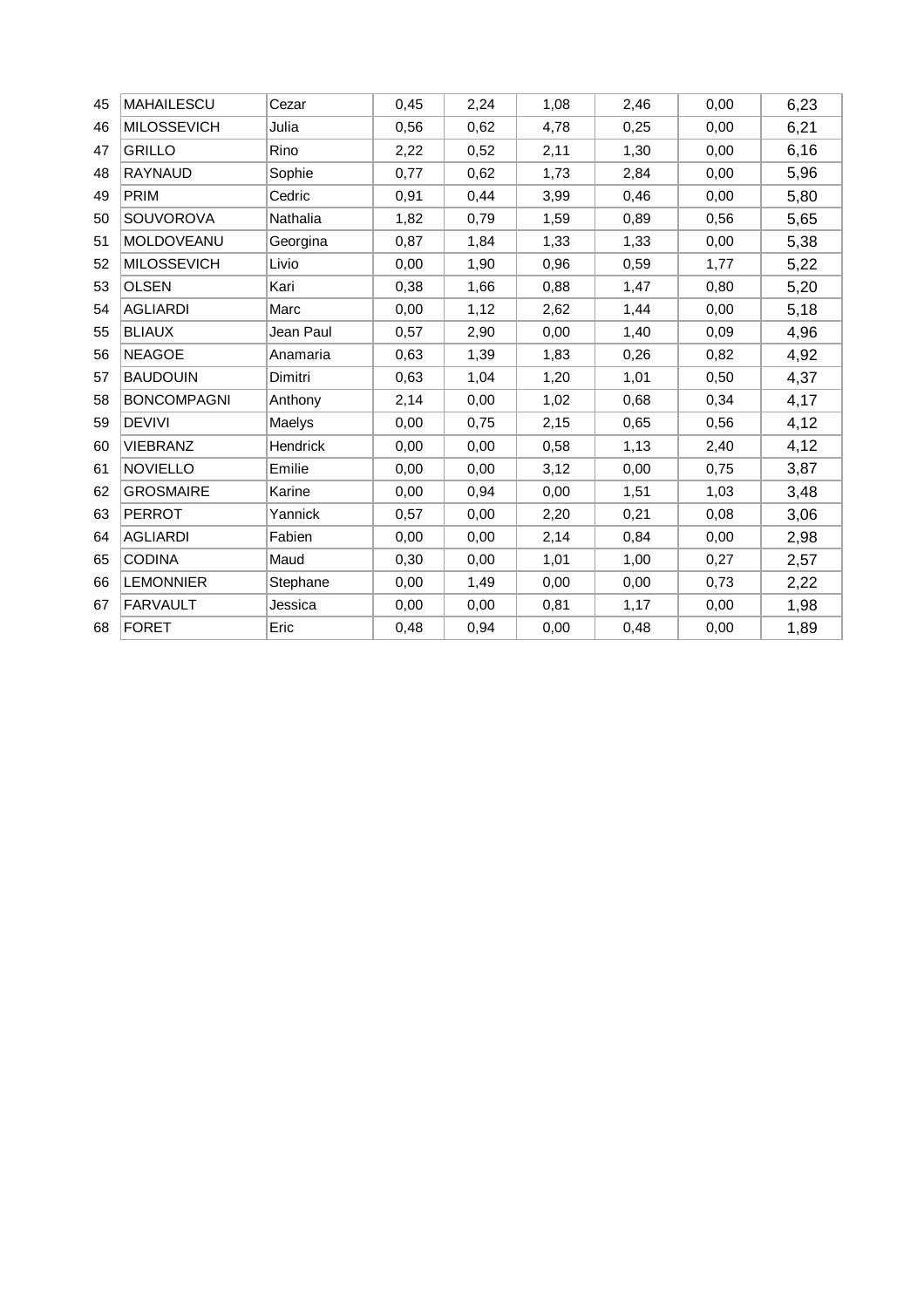| | | | | | | | | |
|---|---|---|---|---|---|---|---|---|
| 45 | MAHAILESCU | Cezar | 0,45 | 2,24 | 1,08 | 2,46 | 0,00 | 6,23 |
| 46 | MILOSSEVICH | Julia | 0,56 | 0,62 | 4,78 | 0,25 | 0,00 | 6,21 |
| 47 | GRILLO | Rino | 2,22 | 0,52 | 2,11 | 1,30 | 0,00 | 6,16 |
| 48 | RAYNAUD | Sophie | 0,77 | 0,62 | 1,73 | 2,84 | 0,00 | 5,96 |
| 49 | PRIM | Cedric | 0,91 | 0,44 | 3,99 | 0,46 | 0,00 | 5,80 |
| 50 | SOUVOROVA | Nathalia | 1,82 | 0,79 | 1,59 | 0,89 | 0,56 | 5,65 |
| 51 | MOLDOVEANU | Georgina | 0,87 | 1,84 | 1,33 | 1,33 | 0,00 | 5,38 |
| 52 | MILOSSEVICH | Livio | 0,00 | 1,90 | 0,96 | 0,59 | 1,77 | 5,22 |
| 53 | OLSEN | Kari | 0,38 | 1,66 | 0,88 | 1,47 | 0,80 | 5,20 |
| 54 | AGLIARDI | Marc | 0,00 | 1,12 | 2,62 | 1,44 | 0,00 | 5,18 |
| 55 | BLIAUX | Jean Paul | 0,57 | 2,90 | 0,00 | 1,40 | 0,09 | 4,96 |
| 56 | NEAGOE | Anamaria | 0,63 | 1,39 | 1,83 | 0,26 | 0,82 | 4,92 |
| 57 | BAUDOUIN | Dimitri | 0,63 | 1,04 | 1,20 | 1,01 | 0,50 | 4,37 |
| 58 | BONCOMPAGNI | Anthony | 2,14 | 0,00 | 1,02 | 0,68 | 0,34 | 4,17 |
| 59 | DEVIVI | Maelys | 0,00 | 0,75 | 2,15 | 0,65 | 0,56 | 4,12 |
| 60 | VIEBRANZ | Hendrick | 0,00 | 0,00 | 0,58 | 1,13 | 2,40 | 4,12 |
| 61 | NOVIELLO | Emilie | 0,00 | 0,00 | 3,12 | 0,00 | 0,75 | 3,87 |
| 62 | GROSMAIRE | Karine | 0,00 | 0,94 | 0,00 | 1,51 | 1,03 | 3,48 |
| 63 | PERROT | Yannick | 0,57 | 0,00 | 2,20 | 0,21 | 0,08 | 3,06 |
| 64 | AGLIARDI | Fabien | 0,00 | 0,00 | 2,14 | 0,84 | 0,00 | 2,98 |
| 65 | CODINA | Maud | 0,30 | 0,00 | 1,01 | 1,00 | 0,27 | 2,57 |
| 66 | LEMONNIER | Stephane | 0,00 | 1,49 | 0,00 | 0,00 | 0,73 | 2,22 |
| 67 | FARVAULT | Jessica | 0,00 | 0,00 | 0,81 | 1,17 | 0,00 | 1,98 |
| 68 | FORET | Eric | 0,48 | 0,94 | 0,00 | 0,48 | 0,00 | 1,89 |